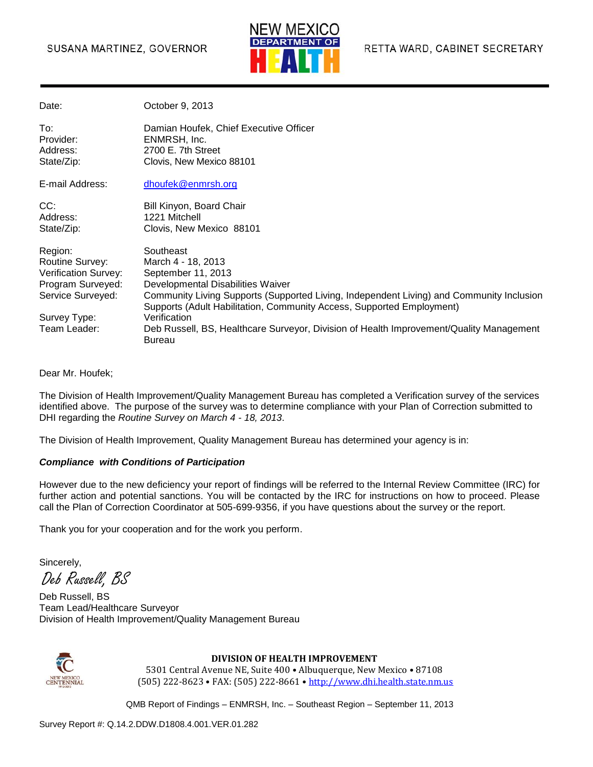SUSANA MARTINEZ, GOVERNOR

NEW MEXICO DEPARTMENT OF HEALTH

RETTA WARD, CABINET SECRETARY

| | |
|---|---|
| Date: | October 9, 2013 |
| To: | Damian Houfek, Chief Executive Officer |
| Provider: | ENMRSH, Inc. |
| Address: | 2700 E. 7th Street |
| State/Zip: | Clovis, New Mexico 88101 |
| E-mail Address: | dhoufek@enmrsh.org |
| CC: | Bill Kinyon, Board Chair |
| Address: | 1221 Mitchell |
| State/Zip: | Clovis, New Mexico 88101 |
| Region: | Southeast |
| Routine Survey: | March 4 - 18, 2013 |
| Verification Survey: | September 11, 2013 |
| Program Surveyed: | Developmental Disabilities Waiver |
| Service Surveyed: | Community Living Supports (Supported Living, Independent Living) and Community Inclusion Supports (Adult Habilitation, Community Access, Supported Employment) |
| Survey Type: | Verification |
| Team Leader: | Deb Russell, BS, Healthcare Surveyor, Division of Health Improvement/Quality Management Bureau |

Dear Mr. Houfek;

The Division of Health Improvement/Quality Management Bureau has completed a Verification survey of the services identified above. The purpose of the survey was to determine compliance with your Plan of Correction submitted to DHI regarding the *Routine Survey on March 4 - 18, 2013*.

The Division of Health Improvement, Quality Management Bureau has determined your agency is in:

***Compliance with Conditions of Participation***

However due to the new deficiency your report of findings will be referred to the Internal Review Committee (IRC) for further action and potential sanctions. You will be contacted by the IRC for instructions on how to proceed. Please call the Plan of Correction Coordinator at 505-699-9356, if you have questions about the survey or the report.

Thank you for your cooperation and for the work you perform.

Sincerely,

*Deb Russell, BS*

Deb Russell, BS
Team Lead/Healthcare Surveyor
Division of Health Improvement/Quality Management Bureau

**DIVISION OF HEALTH IMPROVEMENT**
5301 Central Avenue NE, Suite 400 • Albuquerque, New Mexico • 87108
(505) 222-8623 • FAX: (505) 222-8661 • http://www.dhi.health.state.nm.us

QMB Report of Findings – ENMRSH, Inc. – Southeast Region – September 11, 2013

Survey Report #: Q.14.2.DDW.D1808.4.001.VER.01.282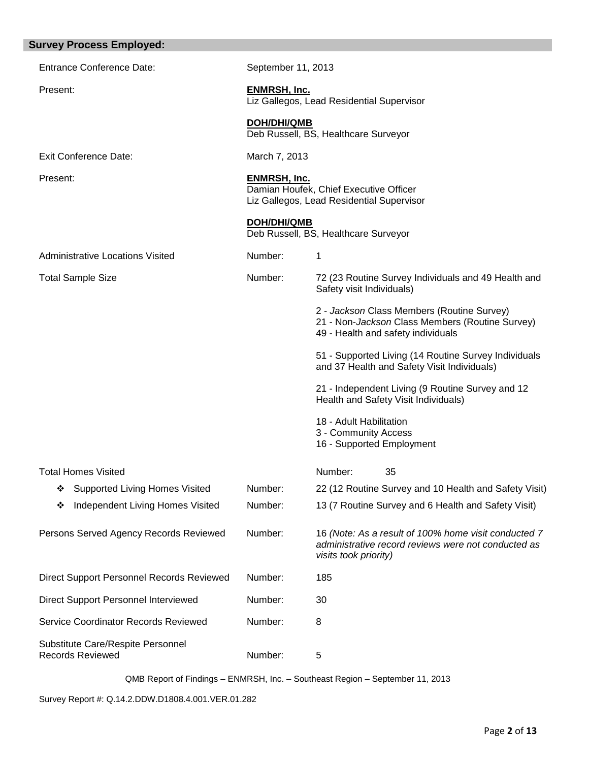## Survey Process Employed:

| | | |
|---|---|---|
| Entrance Conference Date: | September 11, 2013 | |
| Present: | **ENMRSH, Inc.**<br>Liz Gallegos, Lead Residential Supervisor<br><br>**DOH/DHI/QMB**<br>Deb Russell, BS, Healthcare Surveyor | |
| Exit Conference Date: | March 7, 2013 | |
| Present: | **ENMRSH, Inc.**<br>Damian Houfek, Chief Executive Officer<br>Liz Gallegos, Lead Residential Supervisor<br><br>**DOH/DHI/QMB**<br>Deb Russell, BS, Healthcare Surveyor | |
| Administrative Locations Visited | Number: | 1 |
| Total Sample Size | Number: | 72 (23 Routine Survey Individuals and 49 Health and Safety visit Individuals)<br><br>2 - *Jackson* Class Members (Routine Survey)<br>21 - Non-*Jackson* Class Members (Routine Survey)<br>49 - Health and safety individuals<br><br>51 - Supported Living (14 Routine Survey Individuals and 37 Health and Safety Visit Individuals)<br><br>21 - Independent Living (9 Routine Survey and 12 Health and Safety Visit Individuals)<br><br>18 - Adult Habilitation<br>3 - Community Access<br>16 - Supported Employment |
| Total Homes Visited | Number: | 35 |
| ❖ Supported Living Homes Visited | Number: | 22 (12 Routine Survey and 10 Health and Safety Visit) |
| ❖ Independent Living Homes Visited | Number: | 13 (7 Routine Survey and 6 Health and Safety Visit) |
| Persons Served Agency Records Reviewed | Number: | 16 *(Note: As a result of 100% home visit conducted 7 administrative record reviews were not conducted as visits took priority)* |
| Direct Support Personnel Records Reviewed | Number: | 185 |
| Direct Support Personnel Interviewed | Number: | 30 |
| Service Coordinator Records Reviewed | Number: | 8 |
| Substitute Care/Respite Personnel Records Reviewed | Number: | 5 |

QMB Report of Findings – ENMRSH, Inc. – Southeast Region – September 11, 2013

Survey Report #: Q.14.2.DDW.D1808.4.001.VER.01.282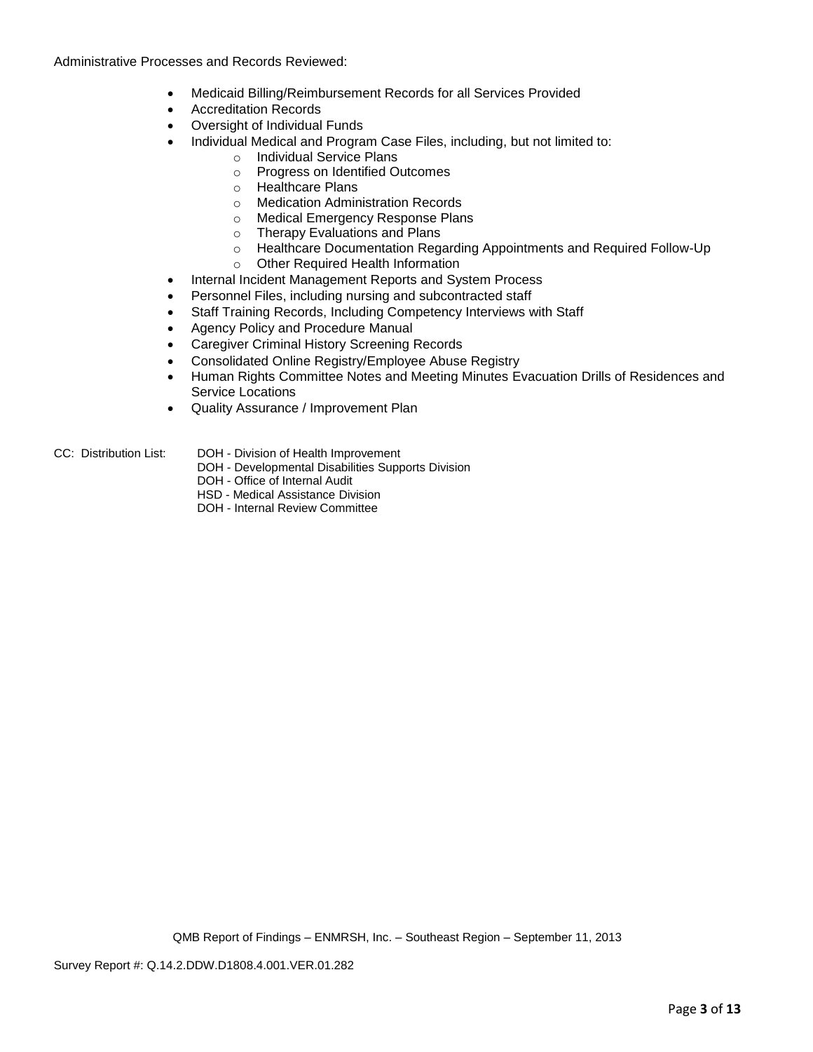Administrative Processes and Records Reviewed:

- Medicaid Billing/Reimbursement Records for all Services Provided
- Accreditation Records
- Oversight of Individual Funds
- Individual Medical and Program Case Files, including, but not limited to:
    - Individual Service Plans
    - Progress on Identified Outcomes
    - Healthcare Plans
    - Medication Administration Records
    - Medical Emergency Response Plans
    - Therapy Evaluations and Plans
    - Healthcare Documentation Regarding Appointments and Required Follow-Up
    - Other Required Health Information
- Internal Incident Management Reports and System Process
- Personnel Files, including nursing and subcontracted staff
- Staff Training Records, Including Competency Interviews with Staff
- Agency Policy and Procedure Manual
- Caregiver Criminal History Screening Records
- Consolidated Online Registry/Employee Abuse Registry
- Human Rights Committee Notes and Meeting Minutes Evacuation Drills of Residences and Service Locations
- Quality Assurance / Improvement Plan

CC: Distribution List:
DOH - Division of Health Improvement
DOH - Developmental Disabilities Supports Division
DOH - Office of Internal Audit
HSD - Medical Assistance Division
DOH - Internal Review Committee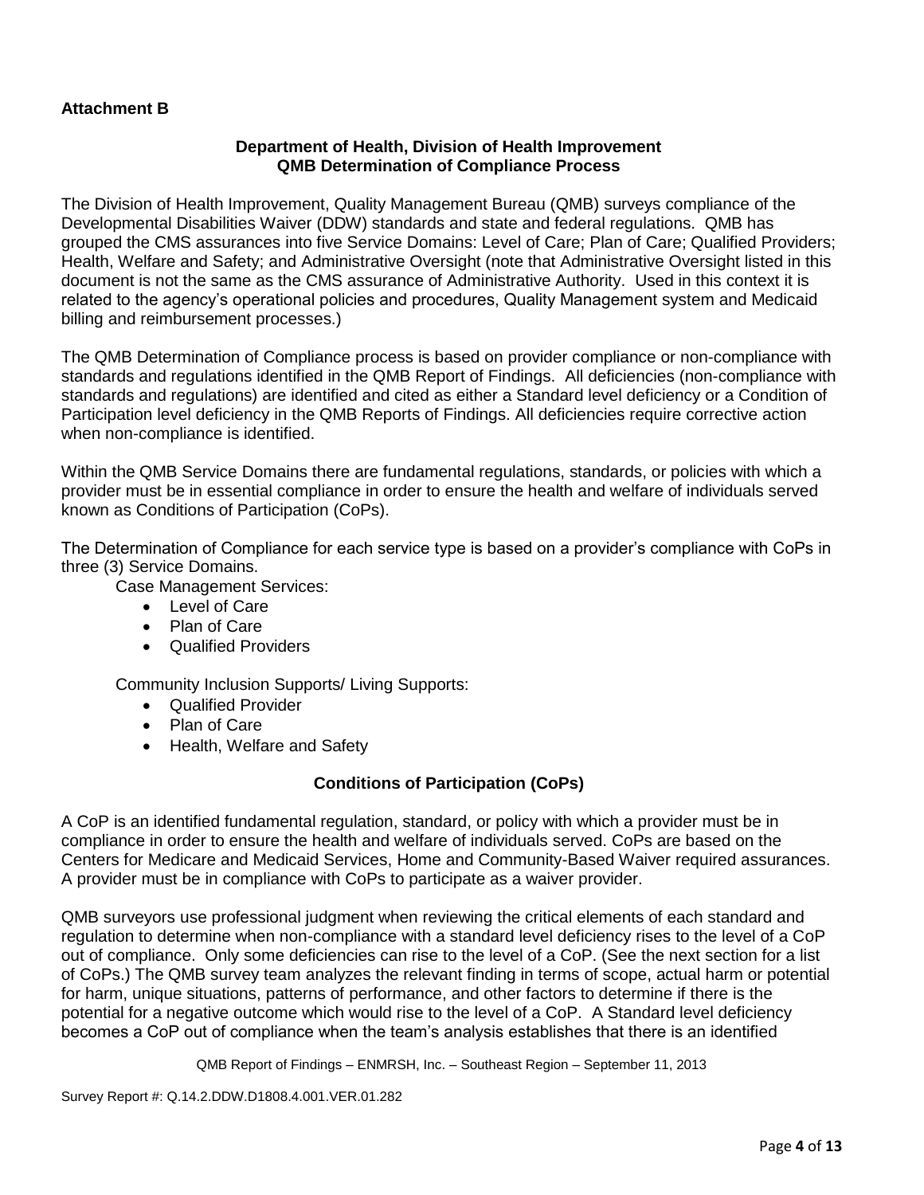**Attachment B**

**Department of Health, Division of Health Improvement**
**QMB Determination of Compliance Process**

The Division of Health Improvement, Quality Management Bureau (QMB) surveys compliance of the Developmental Disabilities Waiver (DDW) standards and state and federal regulations. QMB has grouped the CMS assurances into five Service Domains: Level of Care; Plan of Care; Qualified Providers; Health, Welfare and Safety; and Administrative Oversight (note that Administrative Oversight listed in this document is not the same as the CMS assurance of Administrative Authority. Used in this context it is related to the agency's operational policies and procedures, Quality Management system and Medicaid billing and reimbursement processes.)

The QMB Determination of Compliance process is based on provider compliance or non-compliance with standards and regulations identified in the QMB Report of Findings. All deficiencies (non-compliance with standards and regulations) are identified and cited as either a Standard level deficiency or a Condition of Participation level deficiency in the QMB Reports of Findings. All deficiencies require corrective action when non-compliance is identified.

Within the QMB Service Domains there are fundamental regulations, standards, or policies with which a provider must be in essential compliance in order to ensure the health and welfare of individuals served known as Conditions of Participation (CoPs).

The Determination of Compliance for each service type is based on a provider's compliance with CoPs in three (3) Service Domains.

Case Management Services:

- Level of Care
- Plan of Care
- Qualified Providers

Community Inclusion Supports/ Living Supports:

- Qualified Provider
- Plan of Care
- Health, Welfare and Safety

**Conditions of Participation (CoPs)**

A CoP is an identified fundamental regulation, standard, or policy with which a provider must be in compliance in order to ensure the health and welfare of individuals served. CoPs are based on the Centers for Medicare and Medicaid Services, Home and Community-Based Waiver required assurances. A provider must be in compliance with CoPs to participate as a waiver provider.

QMB surveyors use professional judgment when reviewing the critical elements of each standard and regulation to determine when non-compliance with a standard level deficiency rises to the level of a CoP out of compliance. Only some deficiencies can rise to the level of a CoP. (See the next section for a list of CoPs.) The QMB survey team analyzes the relevant finding in terms of scope, actual harm or potential for harm, unique situations, patterns of performance, and other factors to determine if there is the potential for a negative outcome which would rise to the level of a CoP. A Standard level deficiency becomes a CoP out of compliance when the team's analysis establishes that there is an identified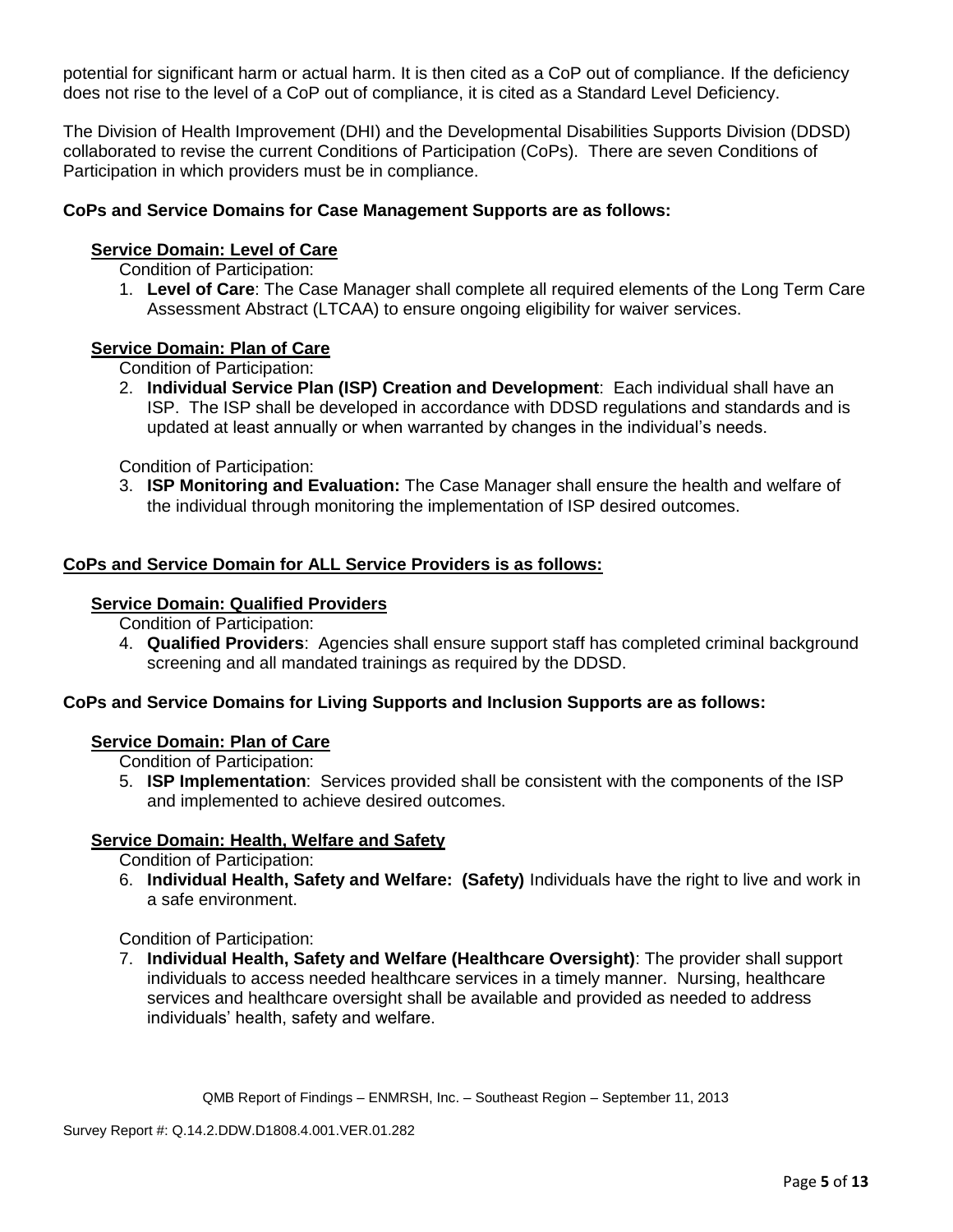potential for significant harm or actual harm. It is then cited as a CoP out of compliance. If the deficiency does not rise to the level of a CoP out of compliance, it is cited as a Standard Level Deficiency.

The Division of Health Improvement (DHI) and the Developmental Disabilities Supports Division (DDSD) collaborated to revise the current Conditions of Participation (CoPs). There are seven Conditions of Participation in which providers must be in compliance.

**CoPs and Service Domains for Case Management Supports are as follows:**

**Service Domain: Level of Care**

Condition of Participation:

1. **Level of Care**: The Case Manager shall complete all required elements of the Long Term Care Assessment Abstract (LTCAA) to ensure ongoing eligibility for waiver services.

**Service Domain: Plan of Care**

Condition of Participation:

2. **Individual Service Plan (ISP) Creation and Development**: Each individual shall have an ISP. The ISP shall be developed in accordance with DDSD regulations and standards and is updated at least annually or when warranted by changes in the individual's needs.

Condition of Participation:

3. **ISP Monitoring and Evaluation:** The Case Manager shall ensure the health and welfare of the individual through monitoring the implementation of ISP desired outcomes.

**CoPs and Service Domain for ALL Service Providers is as follows:**

**Service Domain: Qualified Providers**

Condition of Participation:

4. **Qualified Providers**: Agencies shall ensure support staff has completed criminal background screening and all mandated trainings as required by the DDSD.

**CoPs and Service Domains for Living Supports and Inclusion Supports are as follows:**

**Service Domain: Plan of Care**

Condition of Participation:

5. **ISP Implementation**: Services provided shall be consistent with the components of the ISP and implemented to achieve desired outcomes.

**Service Domain: Health, Welfare and Safety**

Condition of Participation:

6. **Individual Health, Safety and Welfare: (Safety)** Individuals have the right to live and work in a safe environment.

Condition of Participation:

7. **Individual Health, Safety and Welfare (Healthcare Oversight)**: The provider shall support individuals to access needed healthcare services in a timely manner. Nursing, healthcare services and healthcare oversight shall be available and provided as needed to address individuals' health, safety and welfare.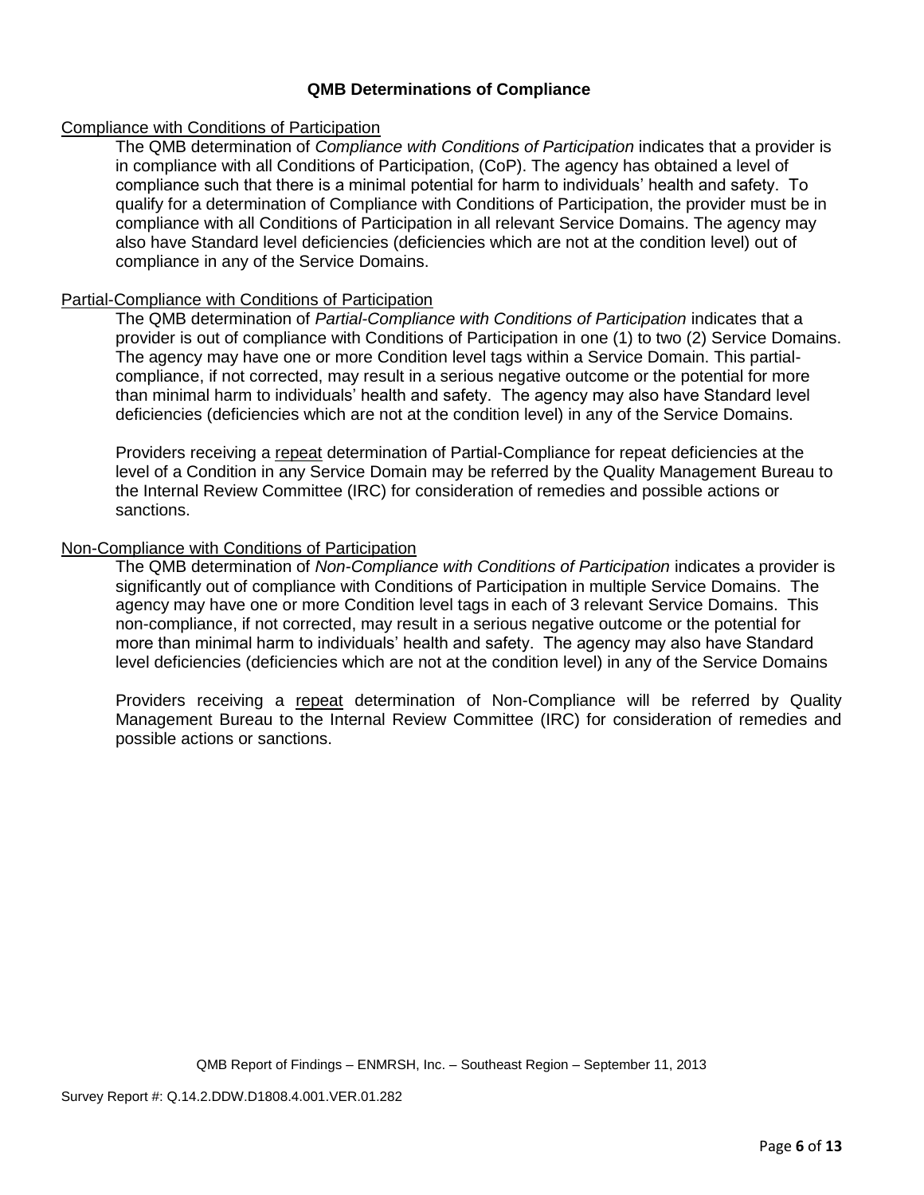## QMB Determinations of Compliance

Compliance with Conditions of Participation

The QMB determination of *Compliance with Conditions of Participation* indicates that a provider is in compliance with all Conditions of Participation, (CoP). The agency has obtained a level of compliance such that there is a minimal potential for harm to individuals' health and safety. To qualify for a determination of Compliance with Conditions of Participation, the provider must be in compliance with all Conditions of Participation in all relevant Service Domains. The agency may also have Standard level deficiencies (deficiencies which are not at the condition level) out of compliance in any of the Service Domains.

Partial-Compliance with Conditions of Participation

The QMB determination of *Partial-Compliance with Conditions of Participation* indicates that a provider is out of compliance with Conditions of Participation in one (1) to two (2) Service Domains. The agency may have one or more Condition level tags within a Service Domain. This partial-compliance, if not corrected, may result in a serious negative outcome or the potential for more than minimal harm to individuals' health and safety. The agency may also have Standard level deficiencies (deficiencies which are not at the condition level) in any of the Service Domains.

Providers receiving a repeat determination of Partial-Compliance for repeat deficiencies at the level of a Condition in any Service Domain may be referred by the Quality Management Bureau to the Internal Review Committee (IRC) for consideration of remedies and possible actions or sanctions.

Non-Compliance with Conditions of Participation

The QMB determination of *Non-Compliance with Conditions of Participation* indicates a provider is significantly out of compliance with Conditions of Participation in multiple Service Domains. The agency may have one or more Condition level tags in each of 3 relevant Service Domains. This non-compliance, if not corrected, may result in a serious negative outcome or the potential for more than minimal harm to individuals' health and safety. The agency may also have Standard level deficiencies (deficiencies which are not at the condition level) in any of the Service Domains

Providers receiving a repeat determination of Non-Compliance will be referred by Quality Management Bureau to the Internal Review Committee (IRC) for consideration of remedies and possible actions or sanctions.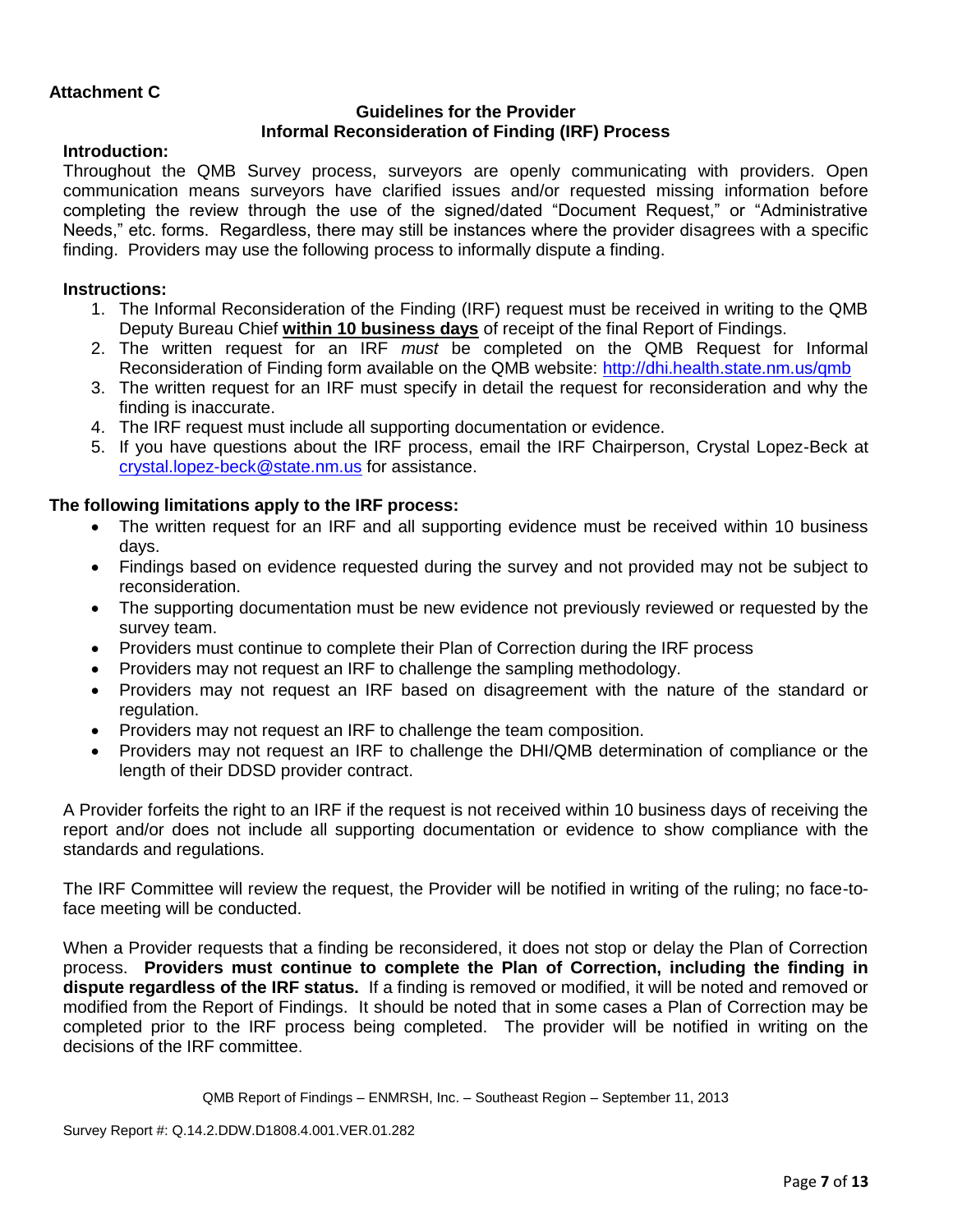**Attachment C**

**Guidelines for the Provider**
**Informal Reconsideration of Finding (IRF) Process**

**Introduction:**

Throughout the QMB Survey process, surveyors are openly communicating with providers. Open communication means surveyors have clarified issues and/or requested missing information before completing the review through the use of the signed/dated "Document Request," or "Administrative Needs," etc. forms. Regardless, there may still be instances where the provider disagrees with a specific finding. Providers may use the following process to informally dispute a finding.

**Instructions:**

1. The Informal Reconsideration of the Finding (IRF) request must be received in writing to the QMB Deputy Bureau Chief **within 10 business days** of receipt of the final Report of Findings.
2. The written request for an IRF *must* be completed on the QMB Request for Informal Reconsideration of Finding form available on the QMB website: http://dhi.health.state.nm.us/qmb
3. The written request for an IRF must specify in detail the request for reconsideration and why the finding is inaccurate.
4. The IRF request must include all supporting documentation or evidence.
5. If you have questions about the IRF process, email the IRF Chairperson, Crystal Lopez-Beck at crystal.lopez-beck@state.nm.us for assistance.

**The following limitations apply to the IRF process:**

- The written request for an IRF and all supporting evidence must be received within 10 business days.
- Findings based on evidence requested during the survey and not provided may not be subject to reconsideration.
- The supporting documentation must be new evidence not previously reviewed or requested by the survey team.
- Providers must continue to complete their Plan of Correction during the IRF process
- Providers may not request an IRF to challenge the sampling methodology.
- Providers may not request an IRF based on disagreement with the nature of the standard or regulation.
- Providers may not request an IRF to challenge the team composition.
- Providers may not request an IRF to challenge the DHI/QMB determination of compliance or the length of their DDSD provider contract.

A Provider forfeits the right to an IRF if the request is not received within 10 business days of receiving the report and/or does not include all supporting documentation or evidence to show compliance with the standards and regulations.

The IRF Committee will review the request, the Provider will be notified in writing of the ruling; no face-to-face meeting will be conducted.

When a Provider requests that a finding be reconsidered, it does not stop or delay the Plan of Correction process. **Providers must continue to complete the Plan of Correction, including the finding in dispute regardless of the IRF status.** If a finding is removed or modified, it will be noted and removed or modified from the Report of Findings. It should be noted that in some cases a Plan of Correction may be completed prior to the IRF process being completed. The provider will be notified in writing on the decisions of the IRF committee.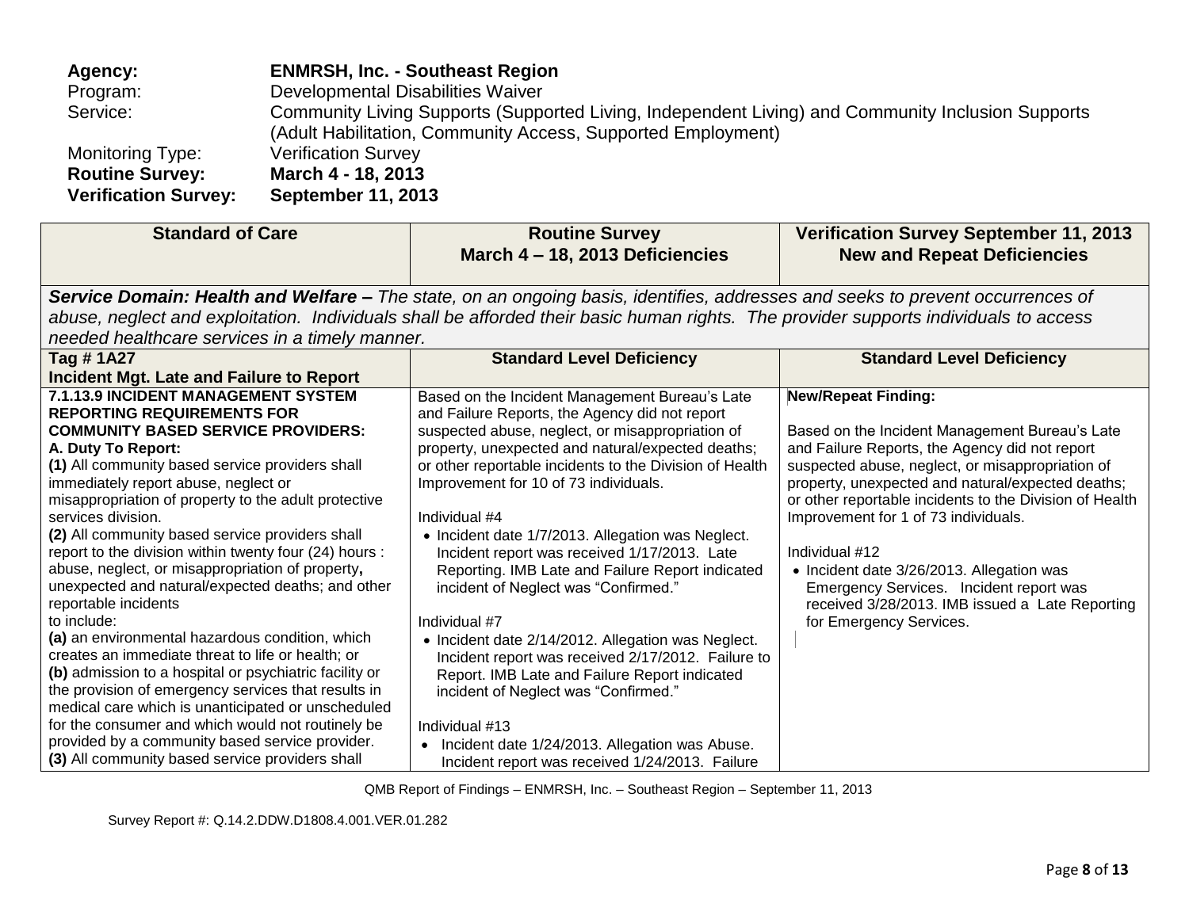**Agency:** **ENMRSH, Inc. - Southeast Region**
Program: Developmental Disabilities Waiver
Service: Community Living Supports (Supported Living, Independent Living) and Community Inclusion Supports (Adult Habilitation, Community Access, Supported Employment)
Monitoring Type: Verification Survey
**Routine Survey:** **March 4 - 18, 2013**
**Verification Survey:** **September 11, 2013**

| Standard of Care | Routine Survey March 4 – 18, 2013 Deficiencies | Verification Survey September 11, 2013 New and Repeat Deficiencies |
|---|---|---|
| ***Service Domain: Health and Welfare –*** *The state, on an ongoing basis, identifies, addresses and seeks to prevent occurrences of abuse, neglect and exploitation. Individuals shall be afforded their basic human rights. The provider supports individuals to access needed healthcare services in a timely manner.* | | |
| **Tag # 1A27 Incident Mgt. Late and Failure to Report** | **Standard Level Deficiency** | **Standard Level Deficiency** |
| **7.1.13.9 INCIDENT MANAGEMENT SYSTEM REPORTING REQUIREMENTS FOR COMMUNITY BASED SERVICE PROVIDERS:**<br>**A. Duty To Report:**<br>**(1)** All community based service providers shall immediately report abuse, neglect or misappropriation of property to the adult protective services division.<br>**(2)** All community based service providers shall report to the division within twenty four (24) hours : abuse, neglect, or misappropriation of property**,** unexpected and natural/expected deaths; and other reportable incidents to include:<br>**(a)** an environmental hazardous condition, which creates an immediate threat to life or health; or<br>**(b)** admission to a hospital or psychiatric facility or the provision of emergency services that results in medical care which is unanticipated or unscheduled for the consumer and which would not routinely be provided by a community based service provider.<br>**(3)** All community based service providers shall | Based on the Incident Management Bureau's Late and Failure Reports, the Agency did not report suspected abuse, neglect, or misappropriation of property, unexpected and natural/expected deaths; or other reportable incidents to the Division of Health Improvement for 10 of 73 individuals.<br><br>Individual #4<br>• Incident date 1/7/2013. Allegation was Neglect. Incident report was received 1/17/2013. Late Reporting. IMB Late and Failure Report indicated incident of Neglect was "Confirmed."<br><br>Individual #7<br>• Incident date 2/14/2012. Allegation was Neglect. Incident report was received 2/17/2012. Failure to Report. IMB Late and Failure Report indicated incident of Neglect was "Confirmed."<br><br>Individual #13<br>• Incident date 1/24/2013. Allegation was Abuse. Incident report was received 1/24/2013. Failure | **New/Repeat Finding:**<br><br>Based on the Incident Management Bureau's Late and Failure Reports, the Agency did not report suspected abuse, neglect, or misappropriation of property, unexpected and natural/expected deaths; or other reportable incidents to the Division of Health Improvement for 1 of 73 individuals.<br><br>Individual #12<br>• Incident date 3/26/2013. Allegation was Emergency Services. Incident report was received 3/28/2013. IMB issued a Late Reporting for Emergency Services. |

QMB Report of Findings – ENMRSH, Inc. – Southeast Region – September 11, 2013

Survey Report #: Q.14.2.DDW.D1808.4.001.VER.01.282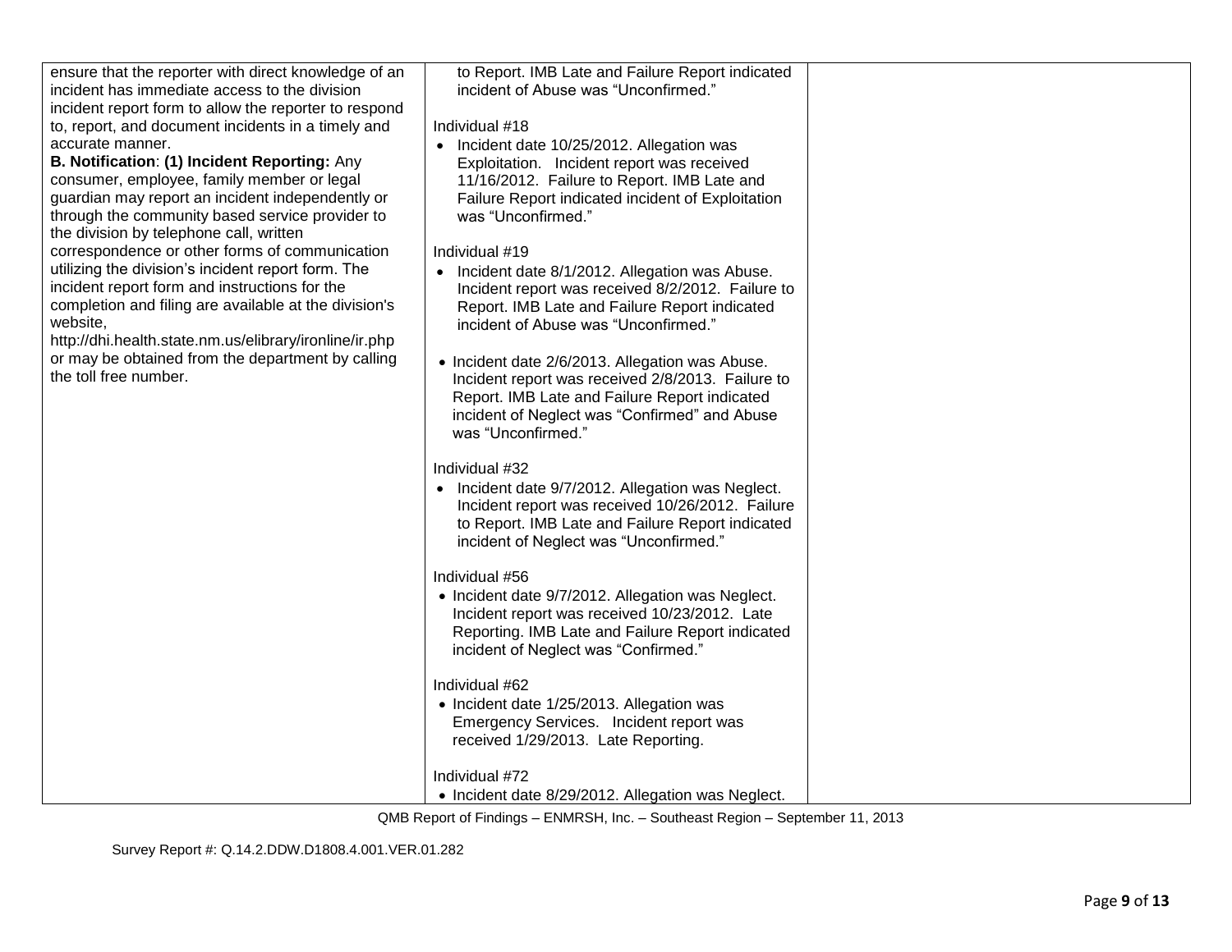| | | |
|---|---|---|
| ensure that the reporter with direct knowledge of an incident has immediate access to the division incident report form to allow the reporter to respond to, report, and document incidents in a timely and accurate manner.<br>**B. Notification**: **(1) Incident Reporting:** Any consumer, employee, family member or legal guardian may report an incident independently or through the community based service provider to the division by telephone call, written correspondence or other forms of communication utilizing the division's incident report form. The incident report form and instructions for the completion and filing are available at the division's website, http://dhi.health.state.nm.us/elibrary/ironline/ir.php or may be obtained from the department by calling the toll free number. | to Report. IMB Late and Failure Report indicated incident of Abuse was "Unconfirmed."<br><br>Individual #18<br>• Incident date 10/25/2012. Allegation was Exploitation. Incident report was received 11/16/2012. Failure to Report. IMB Late and Failure Report indicated incident of Exploitation was "Unconfirmed."<br><br>Individual #19<br>• Incident date 8/1/2012. Allegation was Abuse. Incident report was received 8/2/2012. Failure to Report. IMB Late and Failure Report indicated incident of Abuse was "Unconfirmed."<br><br>• Incident date 2/6/2013. Allegation was Abuse. Incident report was received 2/8/2013. Failure to Report. IMB Late and Failure Report indicated incident of Neglect was "Confirmed" and Abuse was "Unconfirmed."<br><br>Individual #32<br>• Incident date 9/7/2012. Allegation was Neglect. Incident report was received 10/26/2012. Failure to Report. IMB Late and Failure Report indicated incident of Neglect was "Unconfirmed."<br><br>Individual #56<br>• Incident date 9/7/2012. Allegation was Neglect. Incident report was received 10/23/2012. Late Reporting. IMB Late and Failure Report indicated incident of Neglect was "Confirmed."<br><br>Individual #62<br>• Incident date 1/25/2013. Allegation was Emergency Services. Incident report was received 1/29/2013. Late Reporting.<br><br>Individual #72<br>• Incident date 8/29/2012. Allegation was Neglect. | |

QMB Report of Findings – ENMRSH, Inc. – Southeast Region – September 11, 2013

Survey Report #: Q.14.2.DDW.D1808.4.001.VER.01.282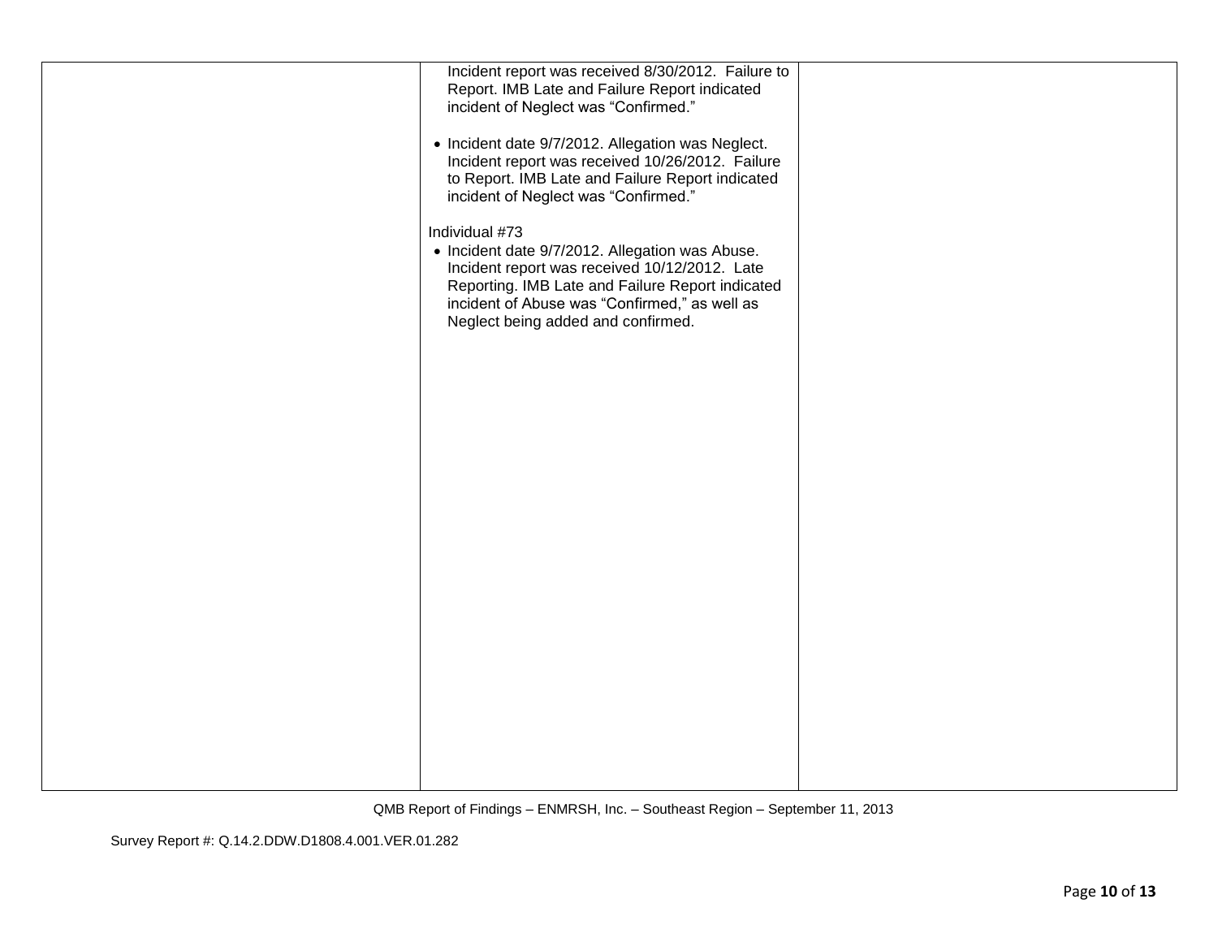| | | |
|---|---|---|
| | Incident report was received 8/30/2012. Failure to Report. IMB Late and Failure Report indicated incident of Neglect was "Confirmed."<br><br>• Incident date 9/7/2012. Allegation was Neglect. Incident report was received 10/26/2012. Failure to Report. IMB Late and Failure Report indicated incident of Neglect was "Confirmed."<br><br>Individual #73<br>• Incident date 9/7/2012. Allegation was Abuse. Incident report was received 10/12/2012. Late Reporting. IMB Late and Failure Report indicated incident of Abuse was "Confirmed," as well as Neglect being added and confirmed. | |

QMB Report of Findings – ENMRSH, Inc. – Southeast Region – September 11, 2013

Survey Report #: Q.14.2.DDW.D1808.4.001.VER.01.282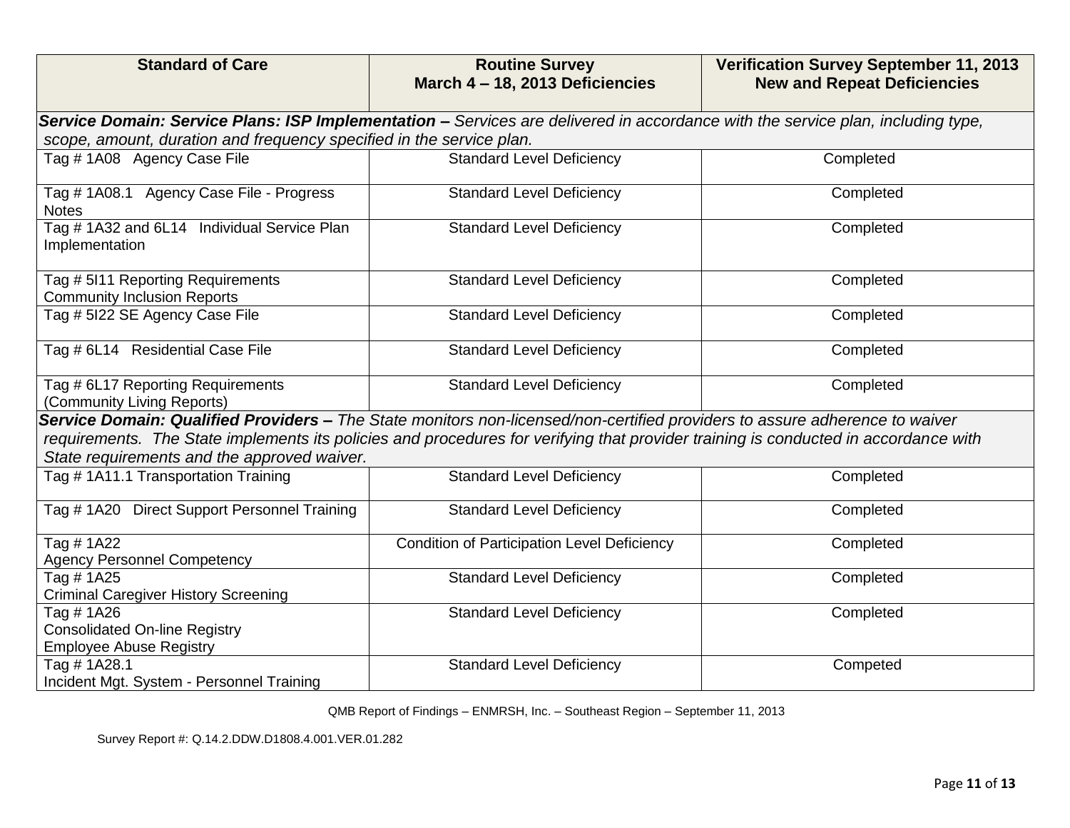| Standard of Care | Routine Survey March 4 – 18, 2013 Deficiencies | Verification Survey September 11, 2013 New and Repeat Deficiencies |
|---|---|---|
| ***Service Domain: Service Plans: ISP Implementation –** Services are delivered in accordance with the service plan, including type, scope, amount, duration and frequency specified in the service plan.* | | |
| Tag # 1A08 Agency Case File | Standard Level Deficiency | Completed |
| Tag # 1A08.1 Agency Case File - Progress Notes | Standard Level Deficiency | Completed |
| Tag # 1A32 and 6L14 Individual Service Plan Implementation | Standard Level Deficiency | Completed |
| Tag # 5I11 Reporting Requirements Community Inclusion Reports | Standard Level Deficiency | Completed |
| Tag # 5I22 SE Agency Case File | Standard Level Deficiency | Completed |
| Tag # 6L14 Residential Case File | Standard Level Deficiency | Completed |
| Tag # 6L17 Reporting Requirements (Community Living Reports) | Standard Level Deficiency | Completed |
| ***Service Domain: Qualified Providers –** The State monitors non-licensed/non-certified providers to assure adherence to waiver requirements. The State implements its policies and procedures for verifying that provider training is conducted in accordance with State requirements and the approved waiver.* | | |
| Tag # 1A11.1 Transportation Training | Standard Level Deficiency | Completed |
| Tag # 1A20 Direct Support Personnel Training | Standard Level Deficiency | Completed |
| Tag # 1A22 Agency Personnel Competency | Condition of Participation Level Deficiency | Completed |
| Tag # 1A25 Criminal Caregiver History Screening | Standard Level Deficiency | Completed |
| Tag # 1A26 Consolidated On-line Registry Employee Abuse Registry | Standard Level Deficiency | Completed |
| Tag # 1A28.1 Incident Mgt. System - Personnel Training | Standard Level Deficiency | Competed |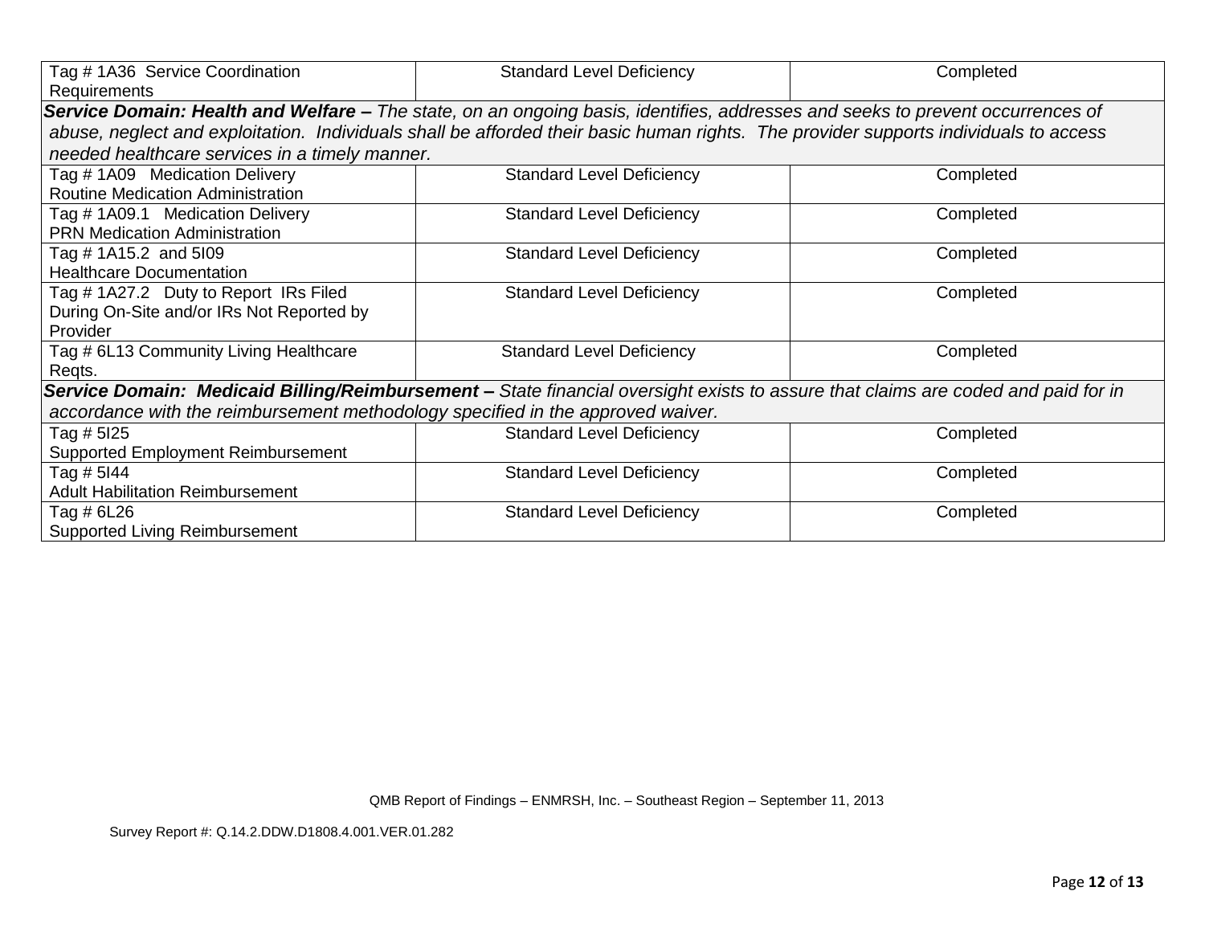| | | |
|---|---|---|
| Tag # 1A36 Service Coordination Requirements | Standard Level Deficiency | Completed |
| ***Service Domain: Health and Welfare –*** *The state, on an ongoing basis, identifies, addresses and seeks to prevent occurrences of abuse, neglect and exploitation. Individuals shall be afforded their basic human rights. The provider supports individuals to access needed healthcare services in a timely manner.* | | |
| Tag # 1A09 Medication Delivery Routine Medication Administration | Standard Level Deficiency | Completed |
| Tag # 1A09.1 Medication Delivery PRN Medication Administration | Standard Level Deficiency | Completed |
| Tag # 1A15.2 and 5I09 Healthcare Documentation | Standard Level Deficiency | Completed |
| Tag # 1A27.2 Duty to Report IRs Filed During On-Site and/or IRs Not Reported by Provider | Standard Level Deficiency | Completed |
| Tag # 6L13 Community Living Healthcare Reqts. | Standard Level Deficiency | Completed |
| ***Service Domain: Medicaid Billing/Reimbursement –*** *State financial oversight exists to assure that claims are coded and paid for in accordance with the reimbursement methodology specified in the approved waiver.* | | |
| Tag # 5I25 Supported Employment Reimbursement | Standard Level Deficiency | Completed |
| Tag # 5I44 Adult Habilitation Reimbursement | Standard Level Deficiency | Completed |
| Tag # 6L26 Supported Living Reimbursement | Standard Level Deficiency | Completed |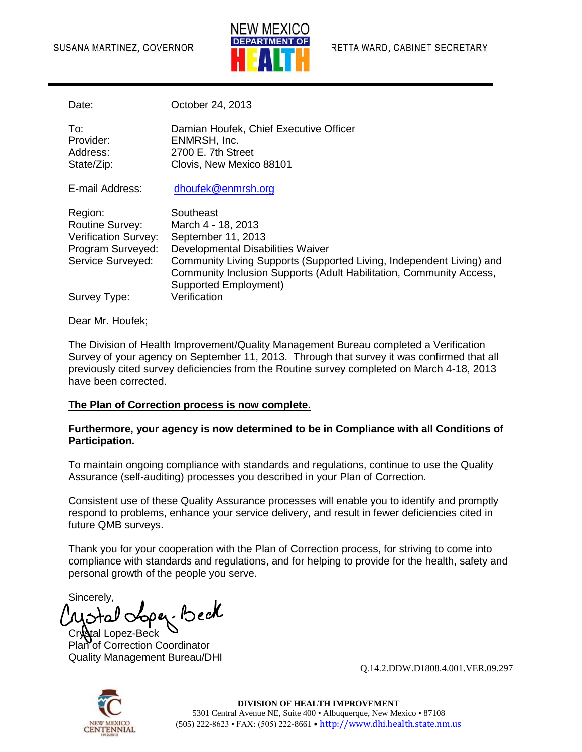SUSANA MARTINEZ, GOVERNOR

NEW MEXICO DEPARTMENT OF HEALTH

RETTA WARD, CABINET SECRETARY

| | |
|---|---|
| Date: | October 24, 2013 |
| To: | Damian Houfek, Chief Executive Officer |
| Provider: | ENMRSH, Inc. |
| Address: | 2700 E. 7th Street |
| State/Zip: | Clovis, New Mexico 88101 |
| E-mail Address: | dhoufek@enmrsh.org |
| Region: | Southeast |
| Routine Survey: | March 4 - 18, 2013 |
| Verification Survey: | September 11, 2013 |
| Program Surveyed: | Developmental Disabilities Waiver |
| Service Surveyed: | Community Living Supports (Supported Living, Independent Living) and Community Inclusion Supports (Adult Habilitation, Community Access, Supported Employment) |
| Survey Type: | Verification |

Dear Mr. Houfek;

The Division of Health Improvement/Quality Management Bureau completed a Verification Survey of your agency on September 11, 2013. Through that survey it was confirmed that all previously cited survey deficiencies from the Routine survey completed on March 4-18, 2013 have been corrected.

**The Plan of Correction process is now complete.**

**Furthermore, your agency is now determined to be in Compliance with all Conditions of Participation.**

To maintain ongoing compliance with standards and regulations, continue to use the Quality Assurance (self-auditing) processes you described in your Plan of Correction.

Consistent use of these Quality Assurance processes will enable you to identify and promptly respond to problems, enhance your service delivery, and result in fewer deficiencies cited in future QMB surveys.

Thank you for your cooperation with the Plan of Correction process, for striving to come into compliance with standards and regulations, and for helping to provide for the health, safety and personal growth of the people you serve.

Sincerely,

Crystal Lopez-Beck

Crystal Lopez-Beck
Plan of Correction Coordinator
Quality Management Bureau/DHI

Q.14.2.DDW.D1808.4.001.VER.09.297

**DIVISION OF HEALTH IMPROVEMENT**
5301 Central Avenue NE, Suite 400 • Albuquerque, New Mexico • 87108
(505) 222-8623 • FAX: (505) 222-8661 • http://www.dhi.health.state.nm.us